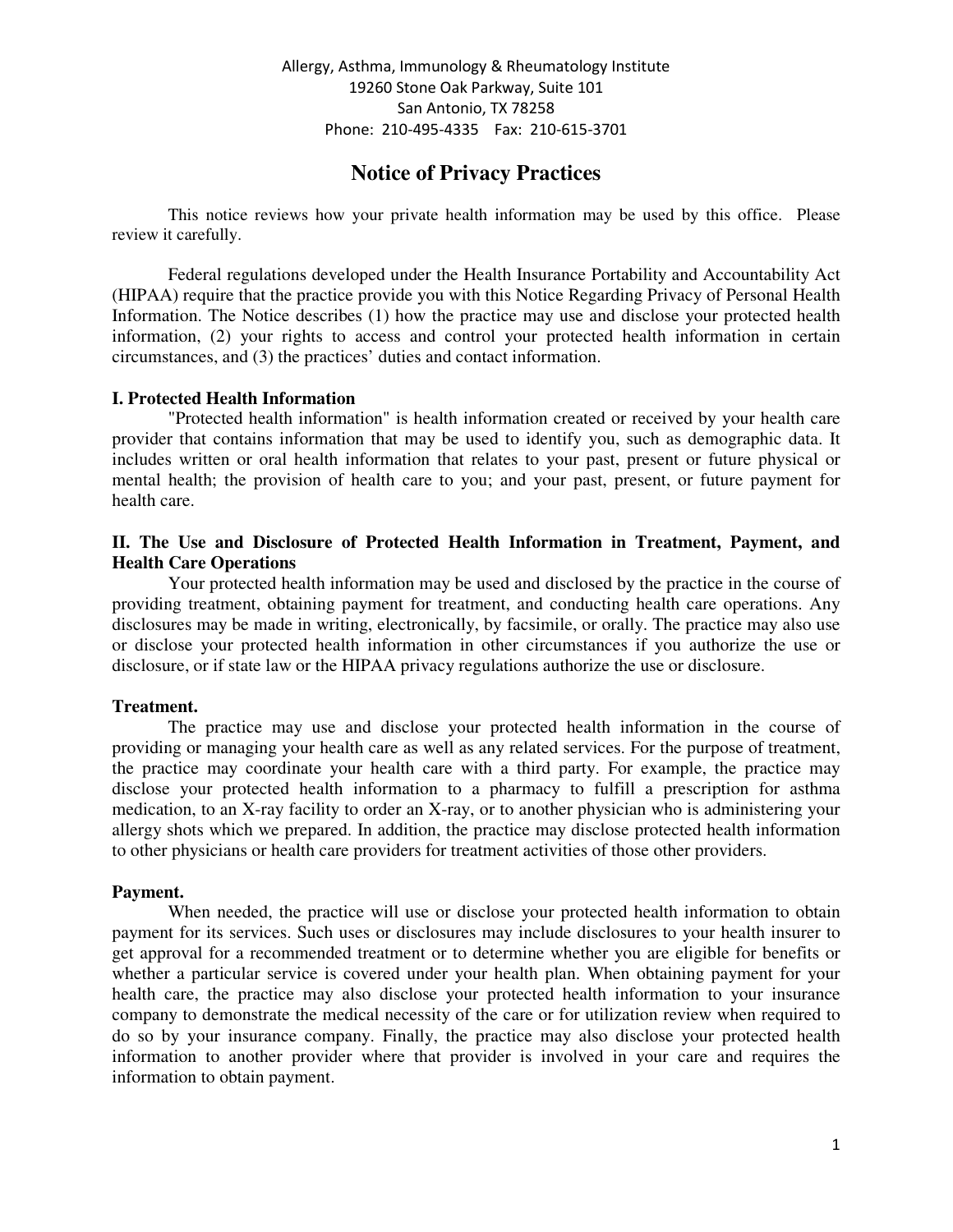Allergy, Asthma, Immunology & Rheumatology Institute
19260 Stone Oak Parkway, Suite 101
San Antonio, TX 78258
Phone: 210-495-4335 Fax: 210-615-3701

# Notice of Privacy Practices

This notice reviews how your private health information may be used by this office. Please review it carefully.

Federal regulations developed under the Health Insurance Portability and Accountability Act (HIPAA) require that the practice provide you with this Notice Regarding Privacy of Personal Health Information. The Notice describes (1) how the practice may use and disclose your protected health information, (2) your rights to access and control your protected health information in certain circumstances, and (3) the practices' duties and contact information.

## I. Protected Health Information

"Protected health information" is health information created or received by your health care provider that contains information that may be used to identify you, such as demographic data. It includes written or oral health information that relates to your past, present or future physical or mental health; the provision of health care to you; and your past, present, or future payment for health care.

## II. The Use and Disclosure of Protected Health Information in Treatment, Payment, and Health Care Operations

Your protected health information may be used and disclosed by the practice in the course of providing treatment, obtaining payment for treatment, and conducting health care operations. Any disclosures may be made in writing, electronically, by facsimile, or orally. The practice may also use or disclose your protected health information in other circumstances if you authorize the use or disclosure, or if state law or the HIPAA privacy regulations authorize the use or disclosure.

### Treatment.

The practice may use and disclose your protected health information in the course of providing or managing your health care as well as any related services. For the purpose of treatment, the practice may coordinate your health care with a third party. For example, the practice may disclose your protected health information to a pharmacy to fulfill a prescription for asthma medication, to an X-ray facility to order an X-ray, or to another physician who is administering your allergy shots which we prepared. In addition, the practice may disclose protected health information to other physicians or health care providers for treatment activities of those other providers.

### Payment.

When needed, the practice will use or disclose your protected health information to obtain payment for its services. Such uses or disclosures may include disclosures to your health insurer to get approval for a recommended treatment or to determine whether you are eligible for benefits or whether a particular service is covered under your health plan. When obtaining payment for your health care, the practice may also disclose your protected health information to your insurance company to demonstrate the medical necessity of the care or for utilization review when required to do so by your insurance company. Finally, the practice may also disclose your protected health information to another provider where that provider is involved in your care and requires the information to obtain payment.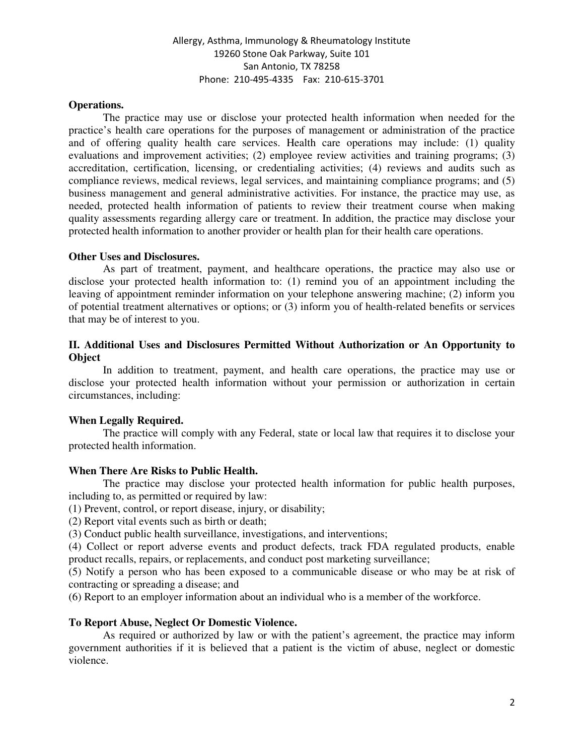**Operations.**

The practice may use or disclose your protected health information when needed for the practice's health care operations for the purposes of management or administration of the practice and of offering quality health care services. Health care operations may include: (1) quality evaluations and improvement activities; (2) employee review activities and training programs; (3) accreditation, certification, licensing, or credentialing activities; (4) reviews and audits such as compliance reviews, medical reviews, legal services, and maintaining compliance programs; and (5) business management and general administrative activities. For instance, the practice may use, as needed, protected health information of patients to review their treatment course when making quality assessments regarding allergy care or treatment. In addition, the practice may disclose your protected health information to another provider or health plan for their health care operations.

**Other Uses and Disclosures.**

As part of treatment, payment, and healthcare operations, the practice may also use or disclose your protected health information to: (1) remind you of an appointment including the leaving of appointment reminder information on your telephone answering machine; (2) inform you of potential treatment alternatives or options; or (3) inform you of health-related benefits or services that may be of interest to you.

**II. Additional Uses and Disclosures Permitted Without Authorization or An Opportunity to Object**

In addition to treatment, payment, and health care operations, the practice may use or disclose your protected health information without your permission or authorization in certain circumstances, including:

**When Legally Required.**

The practice will comply with any Federal, state or local law that requires it to disclose your protected health information.

**When There Are Risks to Public Health.**

The practice may disclose your protected health information for public health purposes, including to, as permitted or required by law:

(1) Prevent, control, or report disease, injury, or disability;
(2) Report vital events such as birth or death;
(3) Conduct public health surveillance, investigations, and interventions;
(4) Collect or report adverse events and product defects, track FDA regulated products, enable product recalls, repairs, or replacements, and conduct post marketing surveillance;
(5) Notify a person who has been exposed to a communicable disease or who may be at risk of contracting or spreading a disease; and
(6) Report to an employer information about an individual who is a member of the workforce.

**To Report Abuse, Neglect Or Domestic Violence.**

As required or authorized by law or with the patient's agreement, the practice may inform government authorities if it is believed that a patient is the victim of abuse, neglect or domestic violence.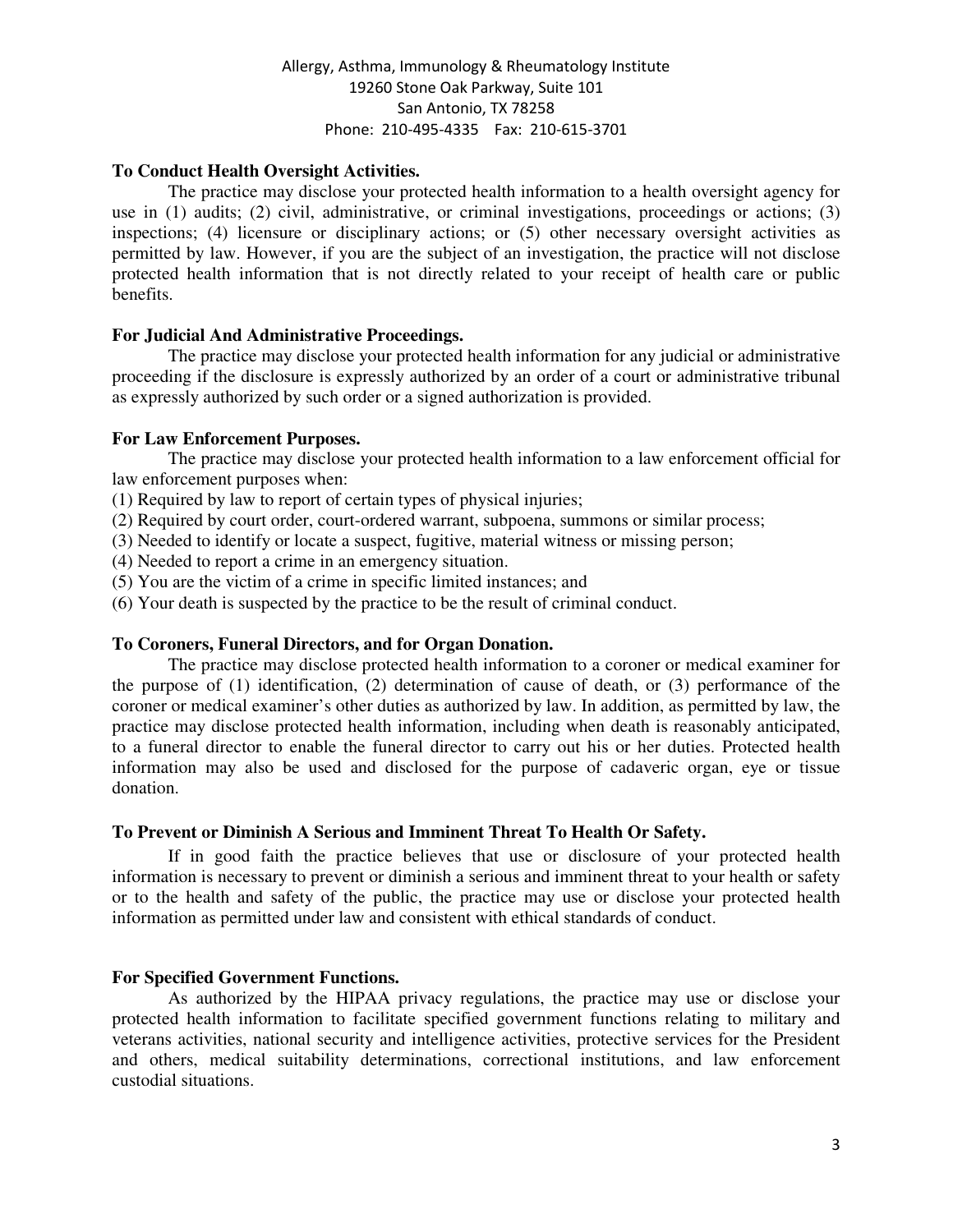### To Conduct Health Oversight Activities.

The practice may disclose your protected health information to a health oversight agency for use in (1) audits; (2) civil, administrative, or criminal investigations, proceedings or actions; (3) inspections; (4) licensure or disciplinary actions; or (5) other necessary oversight activities as permitted by law. However, if you are the subject of an investigation, the practice will not disclose protected health information that is not directly related to your receipt of health care or public benefits.

### For Judicial And Administrative Proceedings.

The practice may disclose your protected health information for any judicial or administrative proceeding if the disclosure is expressly authorized by an order of a court or administrative tribunal as expressly authorized by such order or a signed authorization is provided.

### For Law Enforcement Purposes.

The practice may disclose your protected health information to a law enforcement official for law enforcement purposes when:

(1) Required by law to report of certain types of physical injuries;
(2) Required by court order, court-ordered warrant, subpoena, summons or similar process;
(3) Needed to identify or locate a suspect, fugitive, material witness or missing person;
(4) Needed to report a crime in an emergency situation.
(5) You are the victim of a crime in specific limited instances; and
(6) Your death is suspected by the practice to be the result of criminal conduct.

### To Coroners, Funeral Directors, and for Organ Donation.

The practice may disclose protected health information to a coroner or medical examiner for the purpose of (1) identification, (2) determination of cause of death, or (3) performance of the coroner or medical examiner's other duties as authorized by law. In addition, as permitted by law, the practice may disclose protected health information, including when death is reasonably anticipated, to a funeral director to enable the funeral director to carry out his or her duties. Protected health information may also be used and disclosed for the purpose of cadaveric organ, eye or tissue donation.

### To Prevent or Diminish A Serious and Imminent Threat To Health Or Safety.

If in good faith the practice believes that use or disclosure of your protected health information is necessary to prevent or diminish a serious and imminent threat to your health or safety or to the health and safety of the public, the practice may use or disclose your protected health information as permitted under law and consistent with ethical standards of conduct.

### For Specified Government Functions.

As authorized by the HIPAA privacy regulations, the practice may use or disclose your protected health information to facilitate specified government functions relating to military and veterans activities, national security and intelligence activities, protective services for the President and others, medical suitability determinations, correctional institutions, and law enforcement custodial situations.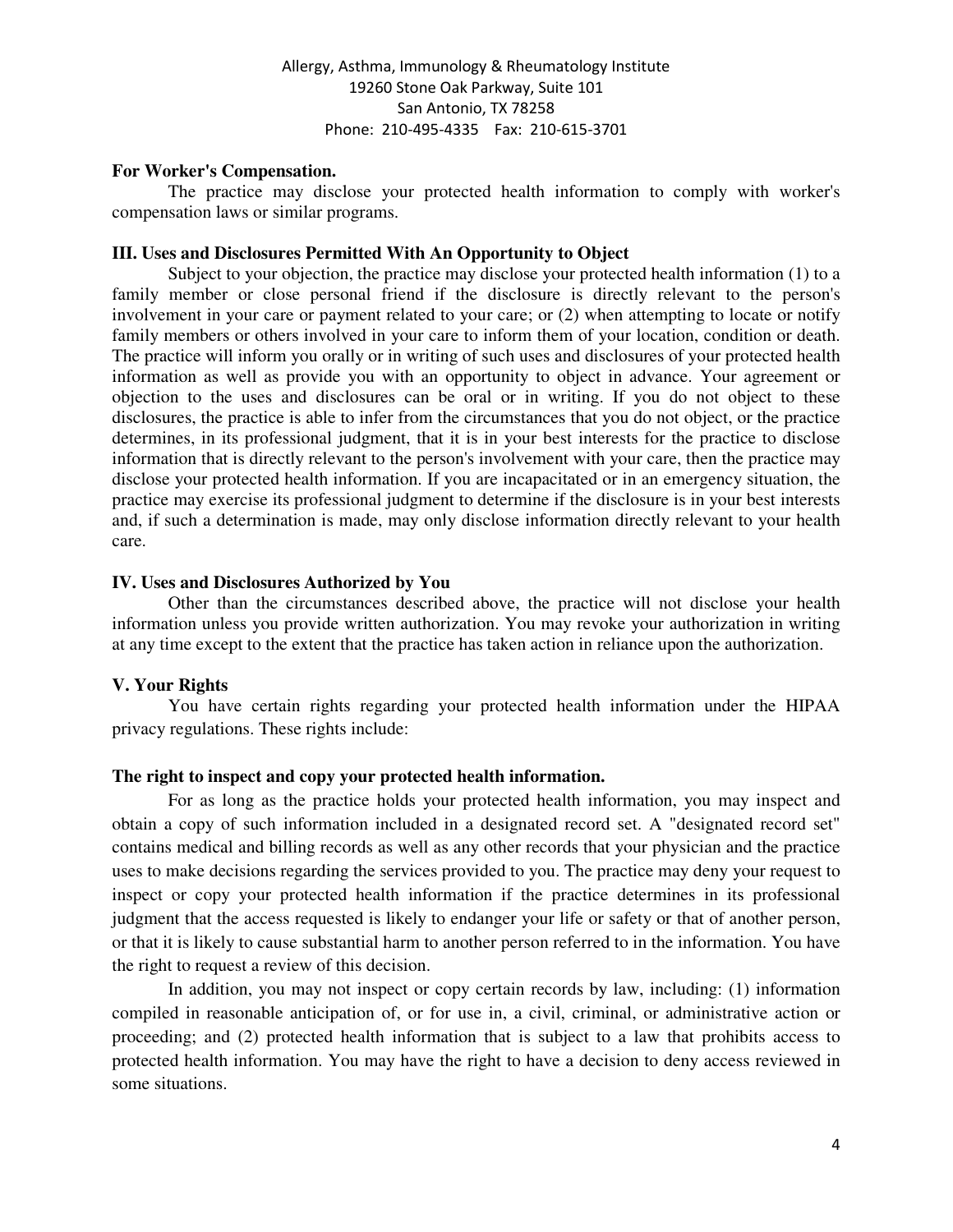**For Worker's Compensation.**

The practice may disclose your protected health information to comply with worker's compensation laws or similar programs.

**III. Uses and Disclosures Permitted With An Opportunity to Object**

Subject to your objection, the practice may disclose your protected health information (1) to a family member or close personal friend if the disclosure is directly relevant to the person's involvement in your care or payment related to your care; or (2) when attempting to locate or notify family members or others involved in your care to inform them of your location, condition or death. The practice will inform you orally or in writing of such uses and disclosures of your protected health information as well as provide you with an opportunity to object in advance. Your agreement or objection to the uses and disclosures can be oral or in writing. If you do not object to these disclosures, the practice is able to infer from the circumstances that you do not object, or the practice determines, in its professional judgment, that it is in your best interests for the practice to disclose information that is directly relevant to the person's involvement with your care, then the practice may disclose your protected health information. If you are incapacitated or in an emergency situation, the practice may exercise its professional judgment to determine if the disclosure is in your best interests and, if such a determination is made, may only disclose information directly relevant to your health care.

**IV. Uses and Disclosures Authorized by You**

Other than the circumstances described above, the practice will not disclose your health information unless you provide written authorization. You may revoke your authorization in writing at any time except to the extent that the practice has taken action in reliance upon the authorization.

**V. Your Rights**

You have certain rights regarding your protected health information under the HIPAA privacy regulations. These rights include:

**The right to inspect and copy your protected health information.**

For as long as the practice holds your protected health information, you may inspect and obtain a copy of such information included in a designated record set. A "designated record set" contains medical and billing records as well as any other records that your physician and the practice uses to make decisions regarding the services provided to you. The practice may deny your request to inspect or copy your protected health information if the practice determines in its professional judgment that the access requested is likely to endanger your life or safety or that of another person, or that it is likely to cause substantial harm to another person referred to in the information. You have the right to request a review of this decision.

In addition, you may not inspect or copy certain records by law, including: (1) information compiled in reasonable anticipation of, or for use in, a civil, criminal, or administrative action or proceeding; and (2) protected health information that is subject to a law that prohibits access to protected health information. You may have the right to have a decision to deny access reviewed in some situations.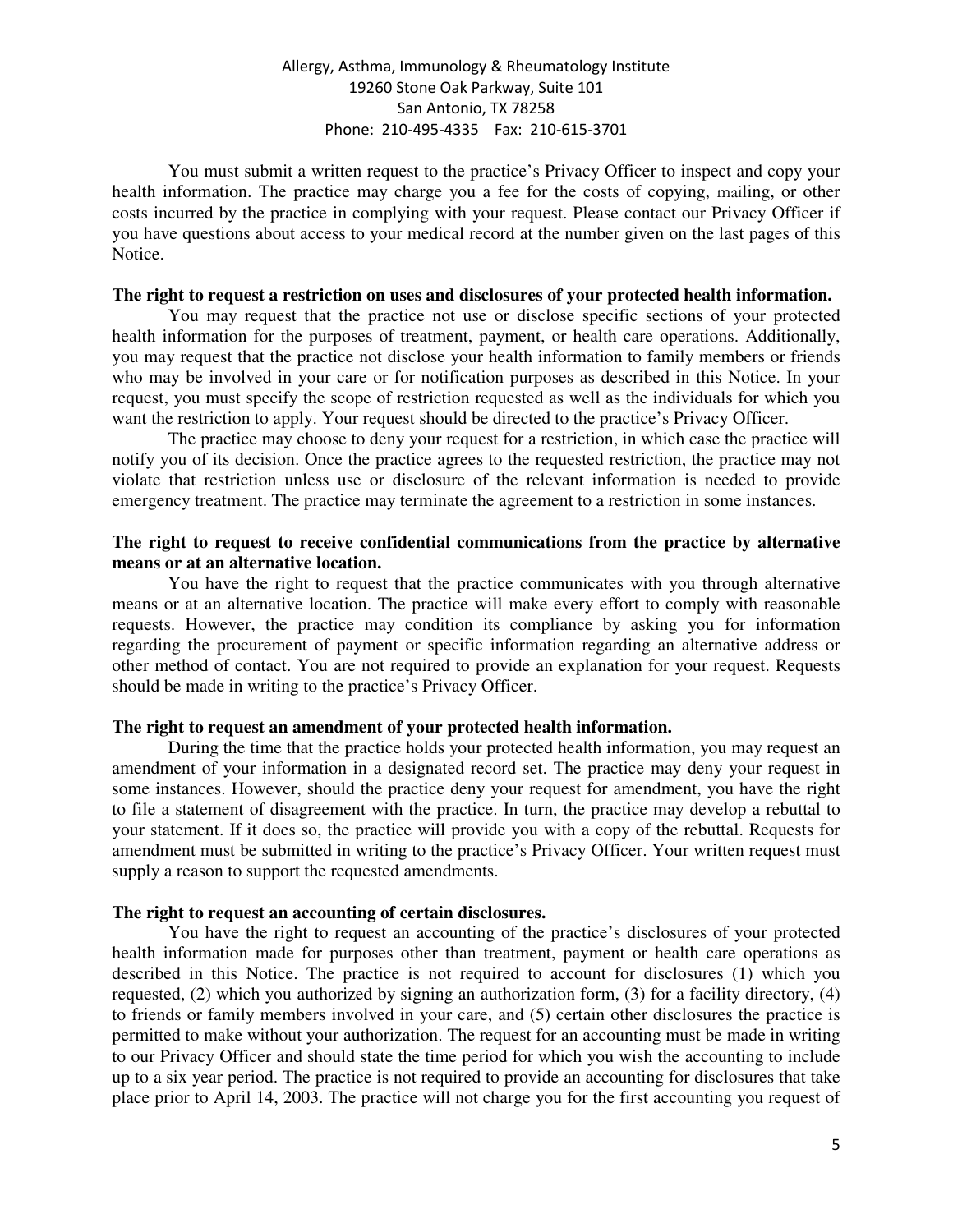You must submit a written request to the practice's Privacy Officer to inspect and copy your health information. The practice may charge you a fee for the costs of copying, mailing, or other costs incurred by the practice in complying with your request. Please contact our Privacy Officer if you have questions about access to your medical record at the number given on the last pages of this Notice.

**The right to request a restriction on uses and disclosures of your protected health information.**

You may request that the practice not use or disclose specific sections of your protected health information for the purposes of treatment, payment, or health care operations. Additionally, you may request that the practice not disclose your health information to family members or friends who may be involved in your care or for notification purposes as described in this Notice. In your request, you must specify the scope of restriction requested as well as the individuals for which you want the restriction to apply. Your request should be directed to the practice's Privacy Officer.

The practice may choose to deny your request for a restriction, in which case the practice will notify you of its decision. Once the practice agrees to the requested restriction, the practice may not violate that restriction unless use or disclosure of the relevant information is needed to provide emergency treatment. The practice may terminate the agreement to a restriction in some instances.

**The right to request to receive confidential communications from the practice by alternative means or at an alternative location.**

You have the right to request that the practice communicates with you through alternative means or at an alternative location. The practice will make every effort to comply with reasonable requests. However, the practice may condition its compliance by asking you for information regarding the procurement of payment or specific information regarding an alternative address or other method of contact. You are not required to provide an explanation for your request. Requests should be made in writing to the practice's Privacy Officer.

**The right to request an amendment of your protected health information.**

During the time that the practice holds your protected health information, you may request an amendment of your information in a designated record set. The practice may deny your request in some instances. However, should the practice deny your request for amendment, you have the right to file a statement of disagreement with the practice. In turn, the practice may develop a rebuttal to your statement. If it does so, the practice will provide you with a copy of the rebuttal. Requests for amendment must be submitted in writing to the practice's Privacy Officer. Your written request must supply a reason to support the requested amendments.

**The right to request an accounting of certain disclosures.**

You have the right to request an accounting of the practice's disclosures of your protected health information made for purposes other than treatment, payment or health care operations as described in this Notice. The practice is not required to account for disclosures (1) which you requested, (2) which you authorized by signing an authorization form, (3) for a facility directory, (4) to friends or family members involved in your care, and (5) certain other disclosures the practice is permitted to make without your authorization. The request for an accounting must be made in writing to our Privacy Officer and should state the time period for which you wish the accounting to include up to a six year period. The practice is not required to provide an accounting for disclosures that take place prior to April 14, 2003. The practice will not charge you for the first accounting you request of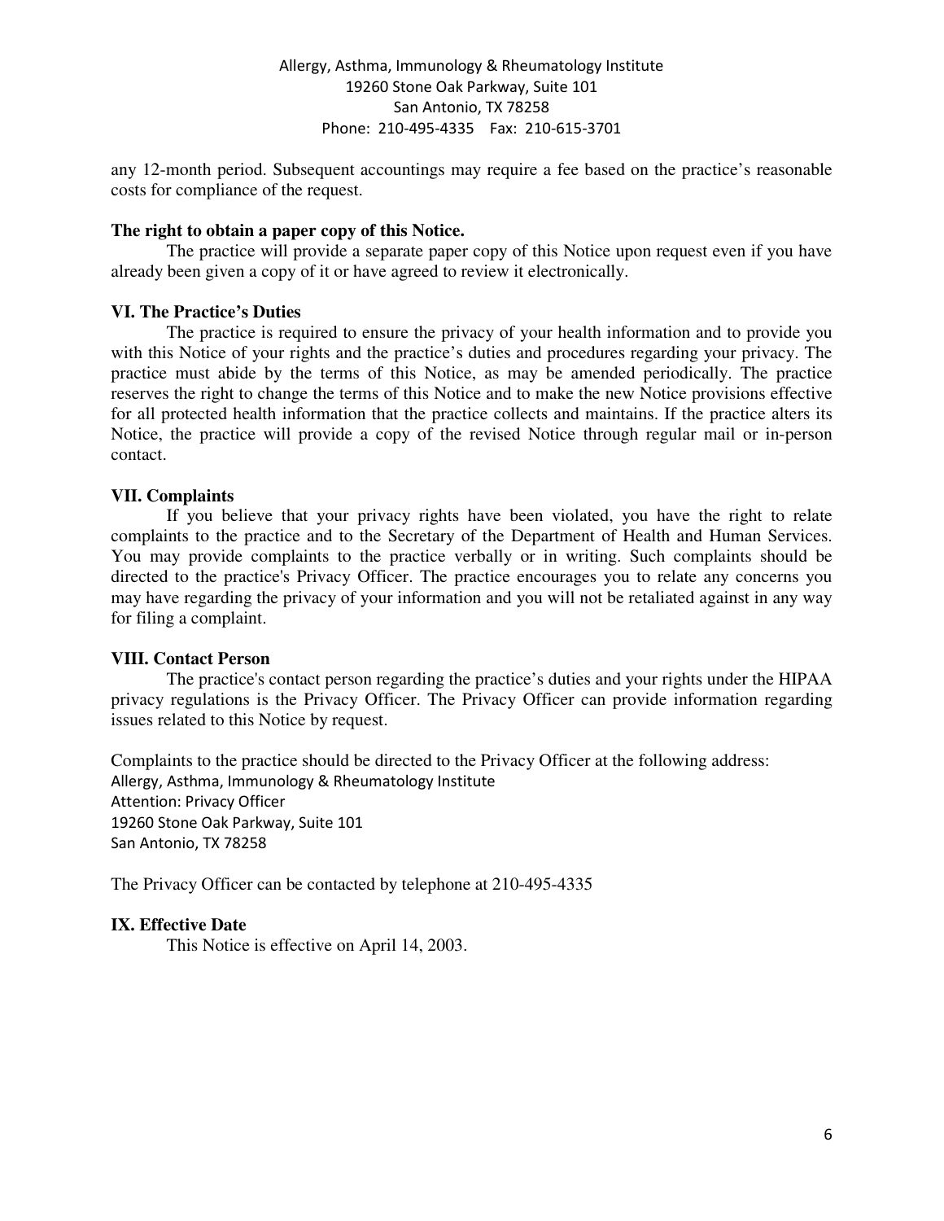any 12-month period. Subsequent accountings may require a fee based on the practice's reasonable costs for compliance of the request.

**The right to obtain a paper copy of this Notice.**

The practice will provide a separate paper copy of this Notice upon request even if you have already been given a copy of it or have agreed to review it electronically.

**VI. The Practice's Duties**

The practice is required to ensure the privacy of your health information and to provide you with this Notice of your rights and the practice's duties and procedures regarding your privacy. The practice must abide by the terms of this Notice, as may be amended periodically. The practice reserves the right to change the terms of this Notice and to make the new Notice provisions effective for all protected health information that the practice collects and maintains. If the practice alters its Notice, the practice will provide a copy of the revised Notice through regular mail or in-person contact.

**VII. Complaints**

If you believe that your privacy rights have been violated, you have the right to relate complaints to the practice and to the Secretary of the Department of Health and Human Services. You may provide complaints to the practice verbally or in writing. Such complaints should be directed to the practice's Privacy Officer. The practice encourages you to relate any concerns you may have regarding the privacy of your information and you will not be retaliated against in any way for filing a complaint.

**VIII. Contact Person**

The practice's contact person regarding the practice's duties and your rights under the HIPAA privacy regulations is the Privacy Officer. The Privacy Officer can provide information regarding issues related to this Notice by request.

Complaints to the practice should be directed to the Privacy Officer at the following address:
Allergy, Asthma, Immunology & Rheumatology Institute
Attention: Privacy Officer
19260 Stone Oak Parkway, Suite 101
San Antonio, TX 78258

The Privacy Officer can be contacted by telephone at 210-495-4335

**IX. Effective Date**

This Notice is effective on April 14, 2003.